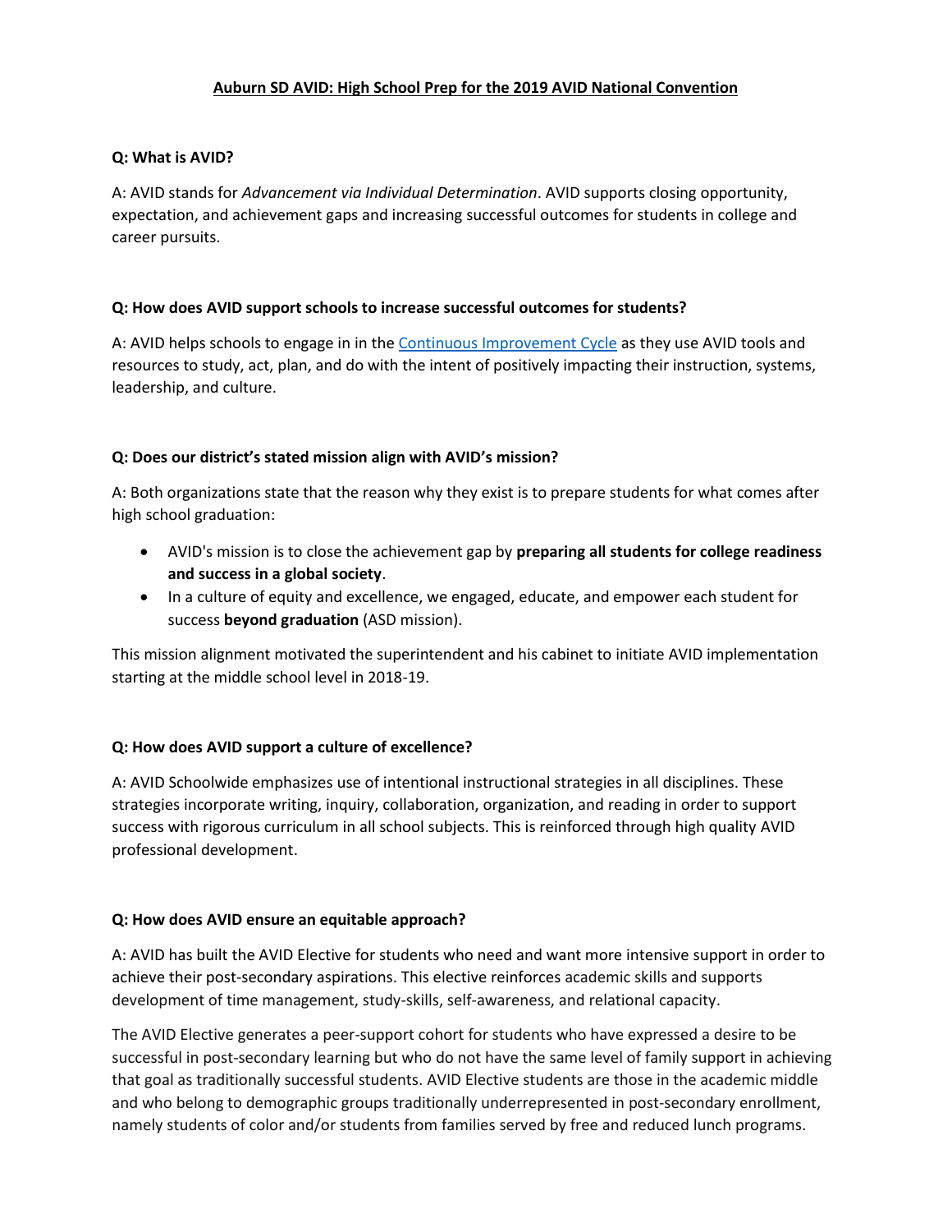# Auburn SD AVID: High School Prep for the 2019 AVID National Convention

**Q: What is AVID?**

A: AVID stands for *Advancement via Individual Determination*. AVID supports closing opportunity, expectation, and achievement gaps and increasing successful outcomes for students in college and career pursuits.

**Q: How does AVID support schools to increase successful outcomes for students?**

A: AVID helps schools to engage in in the [Continuous Improvement Cycle]() as they use AVID tools and resources to study, act, plan, and do with the intent of positively impacting their instruction, systems, leadership, and culture.

**Q: Does our district's stated mission align with AVID's mission?**

A: Both organizations state that the reason why they exist is to prepare students for what comes after high school graduation:

- AVID's mission is to close the achievement gap by **preparing all students for college readiness and success in a global society**.
- In a culture of equity and excellence, we engaged, educate, and empower each student for success **beyond graduation** (ASD mission).

This mission alignment motivated the superintendent and his cabinet to initiate AVID implementation starting at the middle school level in 2018-19.

**Q: How does AVID support a culture of excellence?**

A: AVID Schoolwide emphasizes use of intentional instructional strategies in all disciplines. These strategies incorporate writing, inquiry, collaboration, organization, and reading in order to support success with rigorous curriculum in all school subjects. This is reinforced through high quality AVID professional development.

**Q: How does AVID ensure an equitable approach?**

A: AVID has built the AVID Elective for students who need and want more intensive support in order to achieve their post-secondary aspirations. This elective reinforces academic skills and supports development of time management, study-skills, self-awareness, and relational capacity.

The AVID Elective generates a peer-support cohort for students who have expressed a desire to be successful in post-secondary learning but who do not have the same level of family support in achieving that goal as traditionally successful students. AVID Elective students are those in the academic middle and who belong to demographic groups traditionally underrepresented in post-secondary enrollment, namely students of color and/or students from families served by free and reduced lunch programs.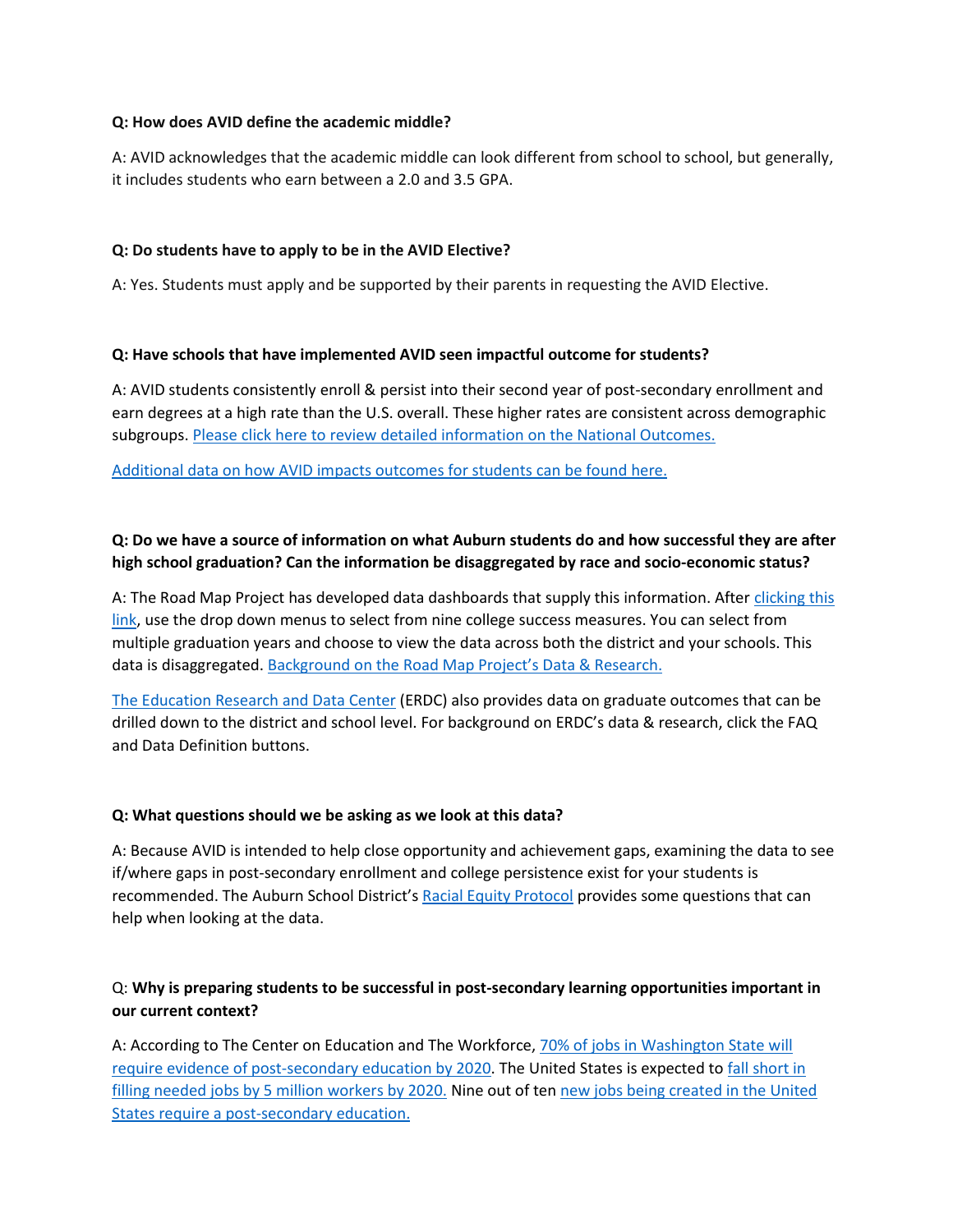**Q: How does AVID define the academic middle?**

A: AVID acknowledges that the academic middle can look different from school to school, but generally, it includes students who earn between a 2.0 and 3.5 GPA.

**Q: Do students have to apply to be in the AVID Elective?**

A: Yes. Students must apply and be supported by their parents in requesting the AVID Elective.

**Q: Have schools that have implemented AVID seen impactful outcome for students?**

A: AVID students consistently enroll & persist into their second year of post-secondary enrollment and earn degrees at a high rate than the U.S. overall. These higher rates are consistent across demographic subgroups. Please click here to review detailed information on the National Outcomes.

Additional data on how AVID impacts outcomes for students can be found here.

**Q: Do we have a source of information on what Auburn students do and how successful they are after high school graduation? Can the information be disaggregated by race and socio-economic status?**

A: The Road Map Project has developed data dashboards that supply this information. After clicking this link, use the drop down menus to select from nine college success measures. You can select from multiple graduation years and choose to view the data across both the district and your schools. This data is disaggregated. Background on the Road Map Project's Data & Research.

The Education Research and Data Center (ERDC) also provides data on graduate outcomes that can be drilled down to the district and school level. For background on ERDC's data & research, click the FAQ and Data Definition buttons.

**Q: What questions should we be asking as we look at this data?**

A: Because AVID is intended to help close opportunity and achievement gaps, examining the data to see if/where gaps in post-secondary enrollment and college persistence exist for your students is recommended. The Auburn School District's Racial Equity Protocol provides some questions that can help when looking at the data.

Q: **Why is preparing students to be successful in post-secondary learning opportunities important in our current context?**

A: According to The Center on Education and The Workforce, 70% of jobs in Washington State will require evidence of post-secondary education by 2020. The United States is expected to fall short in filling needed jobs by 5 million workers by 2020. Nine out of ten new jobs being created in the United States require a post-secondary education.